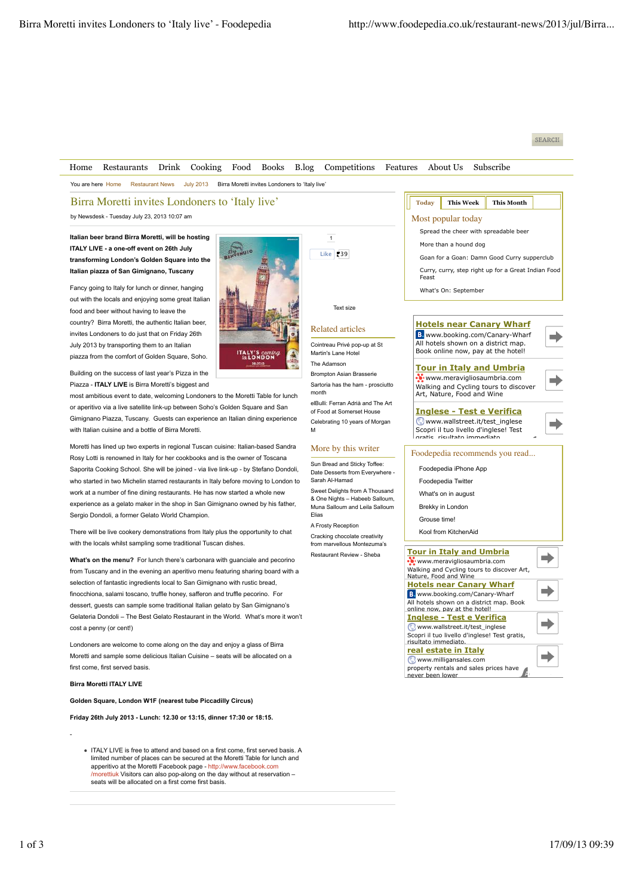SEARCH

Home Restaurants Drink Cooking Food Books B.log Competitions Features About Us Subscribe

You are here Home Restaurant News July 2013 Birra Moretti invites Londoners to 'Italy live'

# Birra Moretti invites Londoners to 'Italy live'

by Newsdesk - Tuesday July 23, 2013 10:07 am

**Italian beer brand Birra Moretti, will be hosting ITALY LIVE - a one-off event on 26th July transforming London's Golden Square into the Italian piazza of San Gimignano, Tuscany**

Fancy going to Italy for lunch or dinner, hanging out with the locals and enjoying some great Italian food and beer without having to leave the country? Birra Moretti, the authentic Italian beer, invites Londoners to do just that on Friday 26th July 2013 by transporting them to an Italian piazza from the comfort of Golden Square, Soho.

Building on the success of last year's Pizza in the Piazza - **ITALY LIVE** is Birra Moretti's biggest and most ambitious event to date, welcoming Londoners to the Moretti Table for lunch or aperitivo via a live satellite link-up between Soho's Golden Square and San Gimignano Piazza, Tuscany. Guests can experience an Italian dining experience with Italian cuisine and a bottle of Birra Moretti.

Moretti has lined up two experts in regional Tuscan cuisine: Italian-based Sandra Rosy Lotti is renowned in Italy for her cookbooks and is the owner of Toscana Saporita Cooking School. She will be joined - via live link-up - by Stefano Dondoli, who started in two Michelin starred restaurants in Italy before moving to London to work at a number of fine dining restaurants. He has now started a whole new experience as a gelato maker in the shop in San Gimignano owned by his father, Sergio Dondoli, a former Gelato World Champion.

There will be live cookery demonstrations from Italy plus the opportunity to chat with the locals whilst sampling some traditional Tuscan dishes.

**What's on the menu?** For lunch there's carbonara with guanciale and pecorino from Tuscany and in the evening an aperitivo menu featuring sharing board with a selection of fantastic ingredients local to San Gimignano with rustic bread, finocchiona, salami toscano, truffle honey, safferon and truffle pecorino. For dessert, guests can sample some traditional Italian gelato by San Gimignano's Gelateria Dondoli – The Best Gelato Restaurant in the World. What's more it won't cost a penny (or cent!)

Londoners are welcome to come along on the day and enjoy a glass of Birra Moretti and sample some delicious Italian Cuisine – seats will be allocated on a first come, first served basis.

**Birra Moretti ITALY LIVE**

**Golden Square, London W1F (nearest tube Piccadilly Circus)**

**Friday 26th July 2013 - Lunch: 12.30 or 13:15, dinner 17:30 or 18:15.**

-

- ITALY LIVE is free to attend and based on a first come, first served basis. A limited number of places can be secured at the Moretti Table for lunch and apperitivo at the Moretti Facebook page - http://www.facebook.com/morettiuk Visitors can also pop-along on the day without at reservation – seats will be allocated on a first come first basis.

1

Like 39

Text size

## Related articles

- Cointreau Privé pop-up at St Martin's Lane Hotel
- The Adamson
- Brompton Asian Brasserie
- Sartoria has the ham - prosciutto month
- elBulli: Ferran Adrià and The Art of Food at Somerset House
- Celebrating 10 years of Morgan M

## More by this writer

- Sun Bread and Sticky Toffee: Date Desserts from Everywhere - Sarah Al-Hamad
- Sweet Delights from A Thousand & One Nights – Habeeb Salloum, Muna Salloum and Leila Salloum Elias
- A Frosty Reception
- Cracking chocolate creativity from marvellous Montezuma's
- Restaurant Review - Sheba

Today | This Week | This Month

## Most popular today

- Spread the cheer with spreadable beer
- More than a hound dog
- Goan for a Goan: Damn Good Curry supperclub
- Curry, curry, step right up for a Great Indian Food Feast
- What's On: September

**Hotels near Canary Wharf**
www.booking.com/Canary-Wharf
All hotels shown on a district map. Book online now, pay at the hotel!

**Tour in Italy and Umbria**
www.meravigliosaumbria.com
Walking and Cycling tours to discover Art, Nature, Food and Wine

**Inglese - Test e Verifica**
www.wallstreet.it/test_inglese
Scopri il tuo livello d'inglese! Test gratis, risultato immediato.

## Foodepedia recommends you read...

- Foodepedia iPhone App
- Foodepedia Twitter
- What's on in august
- Brekky in London
- Grouse time!
- Kool from KitchenAid

**Tour in Italy and Umbria**
www.meravigliosaumbria.com
Walking and Cycling tours to discover Art, Nature, Food and Wine

**Hotels near Canary Wharf**
www.booking.com/Canary-Wharf
All hotels shown on a district map. Book online now, pay at the hotel!

**Inglese - Test e Verifica**
www.wallstreet.it/test_inglese
Scopri il tuo livello d'inglese! Test gratis, risultato immediato.

**real estate in Italy**
www.milligansales.com
property rentals and sales prices have never been lower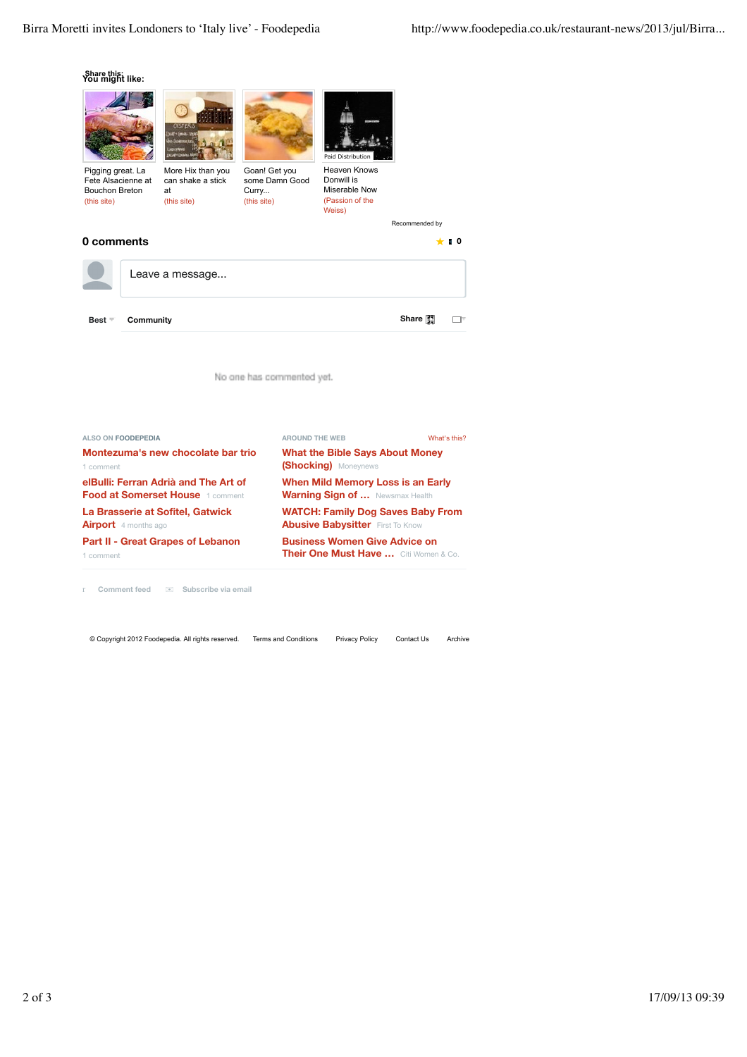Share this:

You might like:

Pigging great. La Fete Alsacienne at Bouchon Breton (this site)

More Hix than you can shake a stick at (this site)

Goan! Get you some Damn Good Curry... (this site)

Paid Distribution
Heaven Knows Donwill is Miserable Now (Passion of the Weiss)

Recommended by

## 0 comments

Leave a message...

Best Community Share

No one has commented yet.

ALSO ON FOODEPEDIA

**Montezuma's new chocolate bar trio** 1 comment

**elBulli: Ferran Adrià and The Art of Food at Somerset House** 1 comment

**La Brasserie at Sofitel, Gatwick Airport** 4 months ago

**Part II - Great Grapes of Lebanon** 1 comment

AROUND THE WEB What's this?

**What the Bible Says About Money (Shocking)** Moneynews

**When Mild Memory Loss is an Early Warning Sign of ...** Newsmax Health

**WATCH: Family Dog Saves Baby From Abusive Babysitter** First To Know

**Business Women Give Advice on Their One Must Have ...** Citi Women & Co.

Comment feed Subscribe via email

© Copyright 2012 Foodepedia. All rights reserved. Terms and Conditions Privacy Policy Contact Us Archive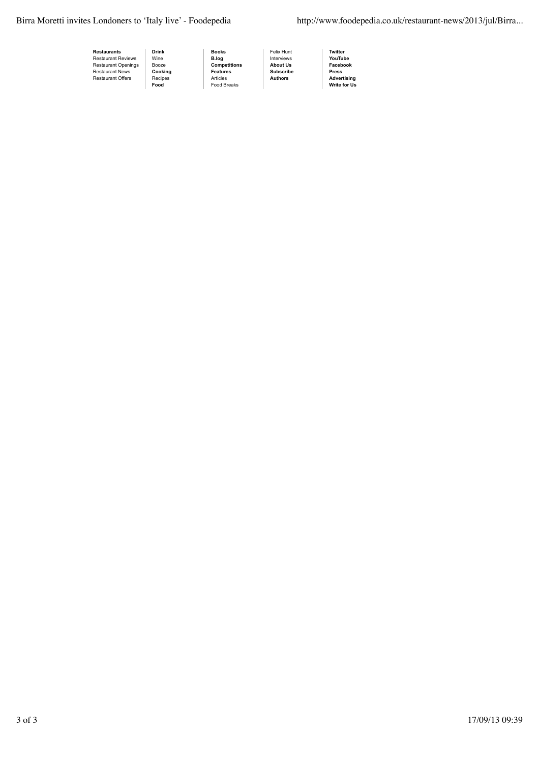**Restaurants**
Restaurant Reviews
Restaurant Openings
Restaurant News
Restaurant Offers

**Drink**
Wine
Booze
**Cooking**
Recipes
**Food**

**Books**
**B.log**
**Competitions**
**Features**
Articles
Food Breaks

Felix Hunt
Interviews
**About Us**
**Subscribe**
**Authors**

**Twitter**
**YouTube**
**Facebook**
**Press**
**Advertising**
**Write for Us**